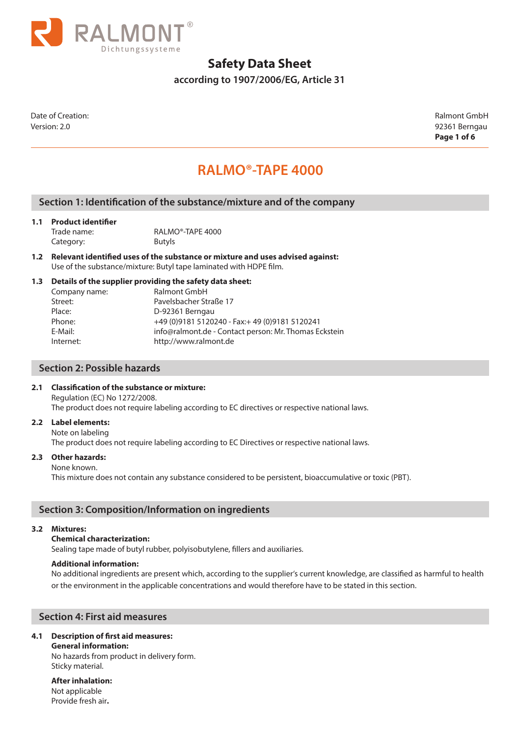RALMONT®
Dichtungssysteme

# Safety Data Sheet

**according to 1907/2006/EG, Article 31**

Date of Creation:
Version: 2.0

Ralmont GmbH
92361 Berngau

## RALMO®-TAPE 4000

## Section 1: Identification of the substance/mixture and of the company

**1.1 Product identifier**

| | |
|---|---|
| Trade name: | RALMO®-TAPE 4000 |
| Category: | Butyls |

**1.2 Relevant identified uses of the substance or mixture and uses advised against:**
Use of the substance/mixture: Butyl tape laminated with HDPE film.

**1.3 Details of the supplier providing the safety data sheet:**

| | |
|---|---|
| Company name: | Ralmont GmbH |
| Street: | Pavelsbacher Straße 17 |
| Place: | D-92361 Berngau |
| Phone: | +49 (0)9181 5120240 - Fax:+ 49 (0)9181 5120241 |
| E-Mail: | info@ralmont.de - Contact person: Mr. Thomas Eckstein |
| Internet: | http://www.ralmont.de |

## Section 2: Possible hazards

**2.1 Classification of the substance or mixture:**
Regulation (EC) No 1272/2008.
The product does not require labeling according to EC directives or respective national laws.

**2.2 Label elements:**
Note on labeling
The product does not require labeling according to EC Directives or respective national laws.

**2.3 Other hazards:**
None known.
This mixture does not contain any substance considered to be persistent, bioaccumulative or toxic (PBT).

## Section 3: Composition/Information on ingredients

**3.2 Mixtures:**
**Chemical characterization:**
Sealing tape made of butyl rubber, polyisobutylene, fillers and auxiliaries.

**Additional information:**
No additional ingredients are present which, according to the supplier's current knowledge, are classified as harmful to health or the environment in the applicable concentrations and would therefore have to be stated in this section.

## Section 4: First aid measures

**4.1 Description of first aid measures:**
**General information:**
No hazards from product in delivery form.
Sticky material.

**After inhalation:**
Not applicable
Provide fresh air.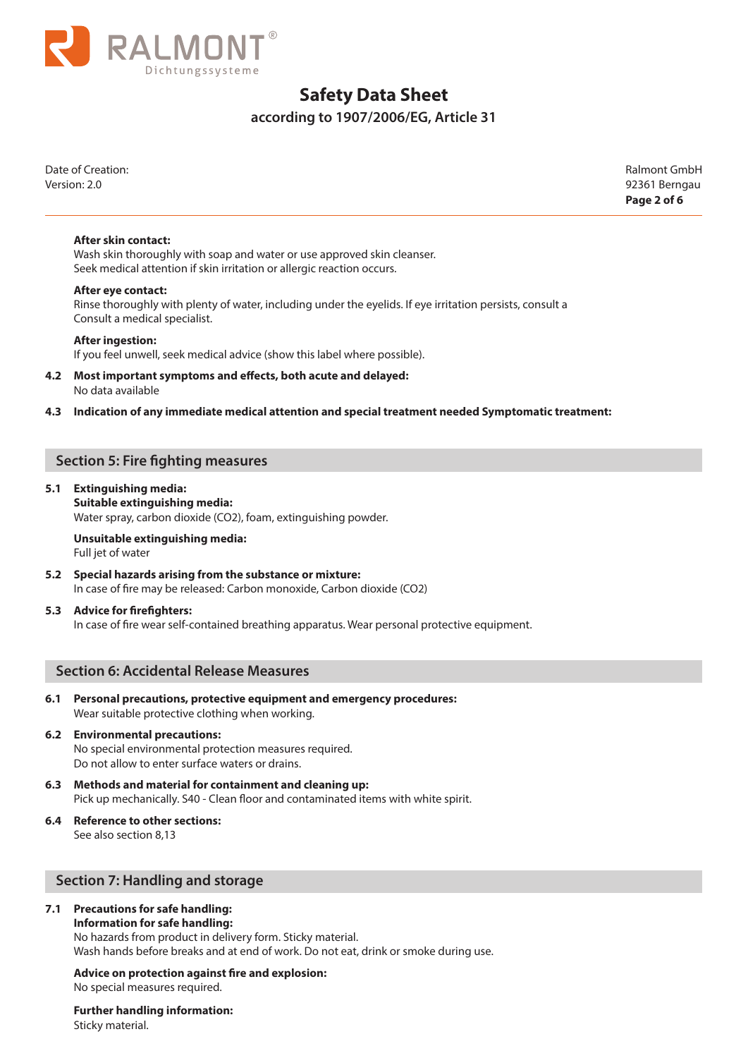**After skin contact:**
Wash skin thoroughly with soap and water or use approved skin cleanser.
Seek medical attention if skin irritation or allergic reaction occurs.

**After eye contact:**
Rinse thoroughly with plenty of water, including under the eyelids. If eye irritation persists, consult a Consult a medical specialist.

**After ingestion:**
If you feel unwell, seek medical advice (show this label where possible).

**4.2 Most important symptoms and effects, both acute and delayed:**
No data available

**4.3 Indication of any immediate medical attention and special treatment needed Symptomatic treatment:**

## Section 5: Fire fighting measures

**5.1 Extinguishing media:**
**Suitable extinguishing media:**
Water spray, carbon dioxide ($CO_2$), foam, extinguishing powder.

**Unsuitable extinguishing media:**
Full jet of water

**5.2 Special hazards arising from the substance or mixture:**
In case of fire may be released: Carbon monoxide, Carbon dioxide ($CO_2$)

**5.3 Advice for firefighters:**
In case of fire wear self-contained breathing apparatus. Wear personal protective equipment.

## Section 6: Accidental Release Measures

**6.1 Personal precautions, protective equipment and emergency procedures:**
Wear suitable protective clothing when working.

**6.2 Environmental precautions:**
No special environmental protection measures required.
Do not allow to enter surface waters or drains.

**6.3 Methods and material for containment and cleaning up:**
Pick up mechanically. S40 - Clean floor and contaminated items with white spirit.

**6.4 Reference to other sections:**
See also section 8,13

## Section 7: Handling and storage

**7.1 Precautions for safe handling:**
**Information for safe handling:**
No hazards from product in delivery form. Sticky material.
Wash hands before breaks and at end of work. Do not eat, drink or smoke during use.

**Advice on protection against fire and explosion:**
No special measures required.

**Further handling information:**
Sticky material.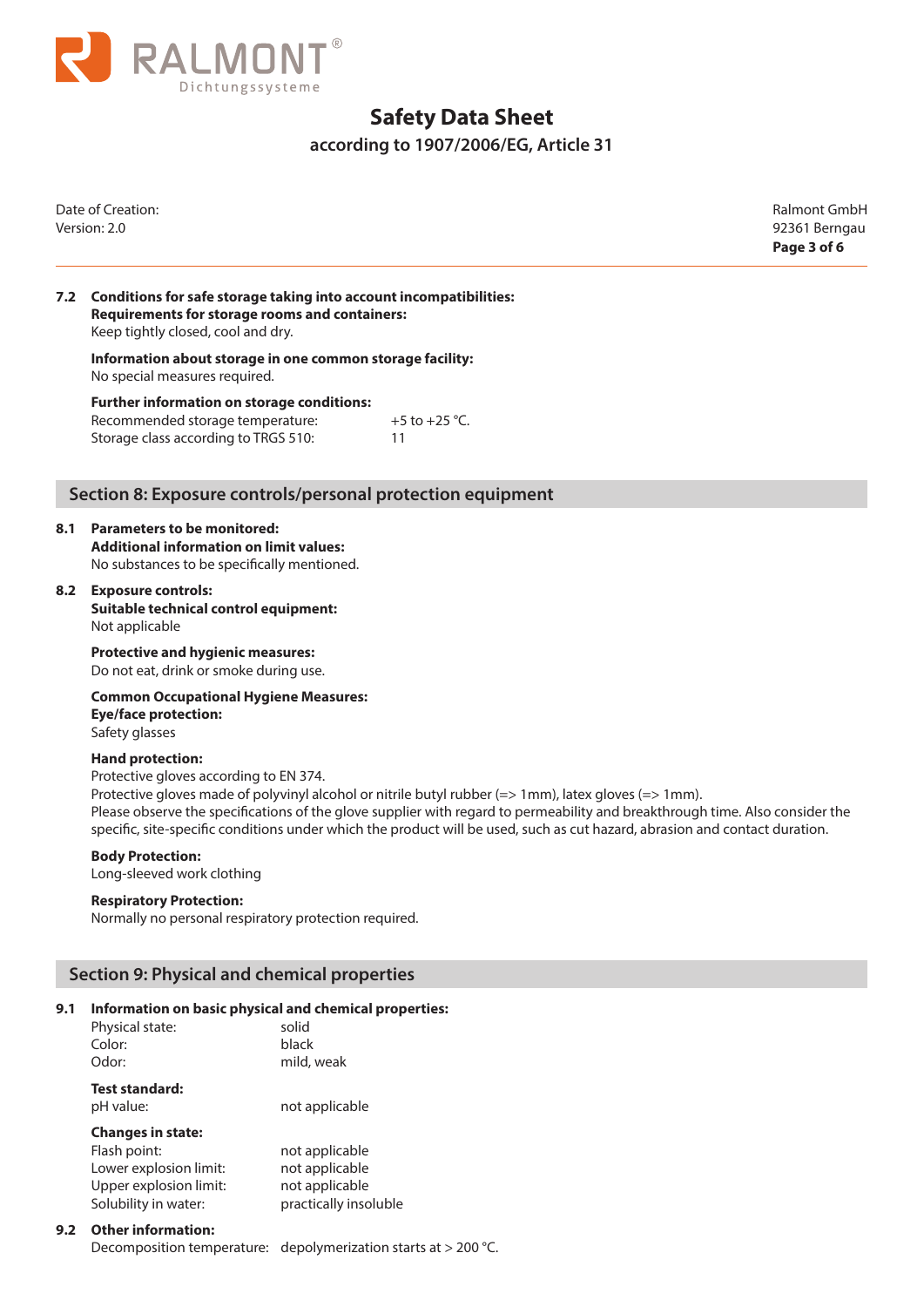**7.2 Conditions for safe storage taking into account incompatibilities:**
**Requirements for storage rooms and containers:**
Keep tightly closed, cool and dry.

**Information about storage in one common storage facility:**
No special measures required.

**Further information on storage conditions:**

| | |
|---|---|
| Recommended storage temperature: | +5 to +25 °C. |
| Storage class according to TRGS 510: | 11 |

## Section 8: Exposure controls/personal protection equipment

**8.1 Parameters to be monitored:**
**Additional information on limit values:**
No substances to be specifically mentioned.

**8.2 Exposure controls:**
**Suitable technical control equipment:**
Not applicable

**Protective and hygienic measures:**
Do not eat, drink or smoke during use.

**Common Occupational Hygiene Measures:**
**Eye/face protection:**
Safety glasses

**Hand protection:**
Protective gloves according to EN 374.
Protective gloves made of polyvinyl alcohol or nitrile butyl rubber (=> 1mm), latex gloves (=> 1mm).
Please observe the specifications of the glove supplier with regard to permeability and breakthrough time. Also consider the specific, site-specific conditions under which the product will be used, such as cut hazard, abrasion and contact duration.

**Body Protection:**
Long-sleeved work clothing

**Respiratory Protection:**
Normally no personal respiratory protection required.

## Section 9: Physical and chemical properties

**9.1 Information on basic physical and chemical properties:**

| | |
|---|---|
| Physical state: | solid |
| Color: | black |
| Odor: | mild, weak |

**Test standard:**

| | |
|---|---|
| pH value: | not applicable |

**Changes in state:**

| | |
|---|---|
| Flash point: | not applicable |
| Lower explosion limit: | not applicable |
| Upper explosion limit: | not applicable |
| Solubility in water: | practically insoluble |

**9.2 Other information:**

| | |
|---|---|
| Decomposition temperature: | depolymerization starts at > 200 °C. |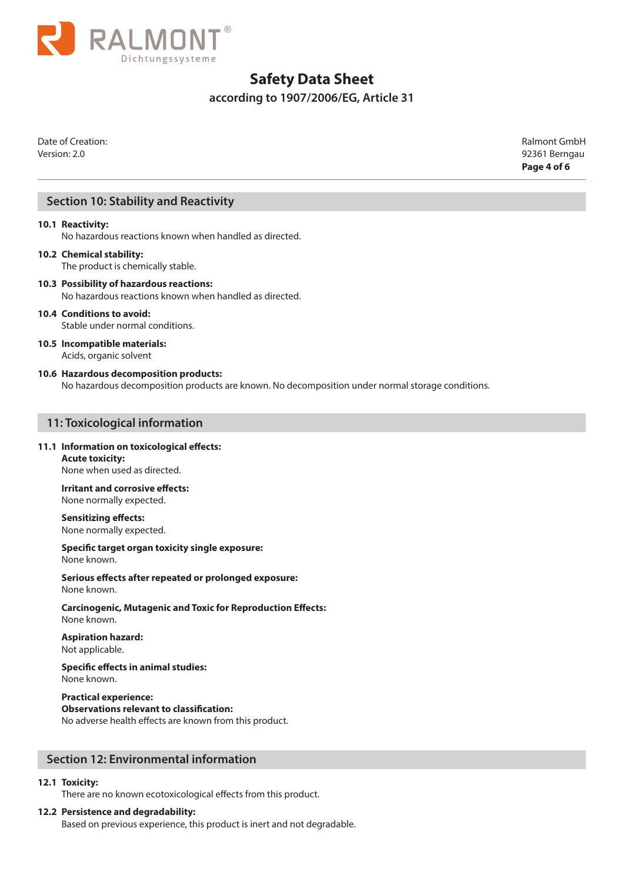## Section 10: Stability and Reactivity

**10.1 Reactivity:**
No hazardous reactions known when handled as directed.

**10.2 Chemical stability:**
The product is chemically stable.

**10.3 Possibility of hazardous reactions:**
No hazardous reactions known when handled as directed.

**10.4 Conditions to avoid:**
Stable under normal conditions.

**10.5 Incompatible materials:**
Acids, organic solvent

**10.6 Hazardous decomposition products:**
No hazardous decomposition products are known. No decomposition under normal storage conditions.

## 11: Toxicological information

**11.1 Information on toxicological effects:**

**Acute toxicity:**
None when used as directed.

**Irritant and corrosive effects:**
None normally expected.

**Sensitizing effects:**
None normally expected.

**Specific target organ toxicity single exposure:**
None known.

**Serious effects after repeated or prolonged exposure:**
None known.

**Carcinogenic, Mutagenic and Toxic for Reproduction Effects:**
None known.

**Aspiration hazard:**
Not applicable.

**Specific effects in animal studies:**
None known.

**Practical experience:**
**Observations relevant to classification:**
No adverse health effects are known from this product.

## Section 12: Environmental information

**12.1 Toxicity:**
There are no known ecotoxicological effects from this product.

**12.2 Persistence and degradability:**
Based on previous experience, this product is inert and not degradable.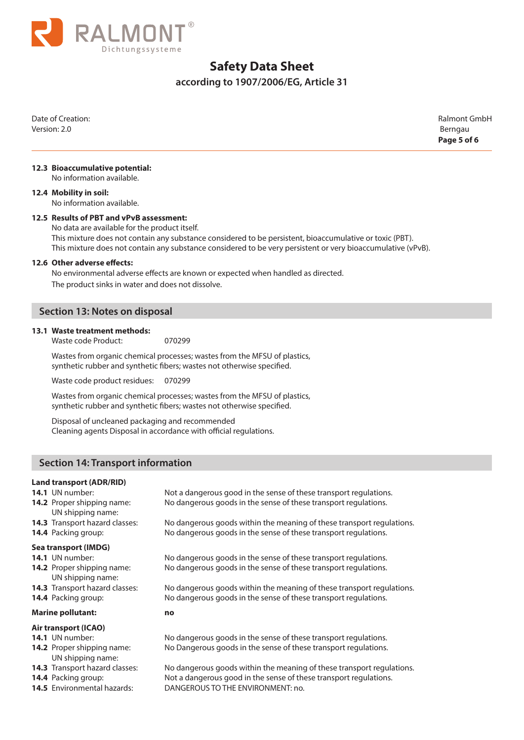**12.3 Bioaccumulative potential:**
No information available.

**12.4 Mobility in soil:**
No information available.

**12.5 Results of PBT and vPvB assessment:**
No data are available for the product itself.
This mixture does not contain any substance considered to be persistent, bioaccumulative or toxic (PBT).
This mixture does not contain any substance considered to be very persistent or very bioaccumulative (vPvB).

**12.6 Other adverse effects:**
No environmental adverse effects are known or expected when handled as directed.
The product sinks in water and does not dissolve.

## Section 13: Notes on disposal

**13.1 Waste treatment methods:**
Waste code Product: 070299

Wastes from organic chemical processes; wastes from the MFSU of plastics, synthetic rubber and synthetic fibers; wastes not otherwise specified.

Waste code product residues: 070299

Wastes from organic chemical processes; wastes from the MFSU of plastics, synthetic rubber and synthetic fibers; wastes not otherwise specified.

Disposal of uncleaned packaging and recommended
Cleaning agents Disposal in accordance with official regulations.

## Section 14: Transport information

**Land transport (ADR/RID)**

| | |
|---|---|
| **14.1** UN number: | Not a dangerous good in the sense of these transport regulations. |
| **14.2** Proper shipping name: UN shipping name: | No dangerous goods in the sense of these transport regulations. |
| **14.3** Transport hazard classes: | No dangerous goods within the meaning of these transport regulations. |
| **14.4** Packing group: | No dangerous goods in the sense of these transport regulations. |

**Sea transport (IMDG)**

| | |
|---|---|
| **14.1** UN number: | No dangerous goods in the sense of these transport regulations. |
| **14.2** Proper shipping name: UN shipping name: | No dangerous goods in the sense of these transport regulations. |
| **14.3** Transport hazard classes: | No dangerous goods within the meaning of these transport regulations. |
| **14.4** Packing group: | No dangerous goods in the sense of these transport regulations. |
| **Marine pollutant:** | **no** |

**Air transport (ICAO)**

| | |
|---|---|
| **14.1** UN number: | No dangerous goods in the sense of these transport regulations. |
| **14.2** Proper shipping name: UN shipping name: | No Dangerous goods in the sense of these transport regulations. |
| **14.3** Transport hazard classes: | No dangerous goods within the meaning of these transport regulations. |
| **14.4** Packing group: | Not a dangerous good in the sense of these transport regulations. |
| **14.5** Environmental hazards: | DANGEROUS TO THE ENVIRONMENT: no. |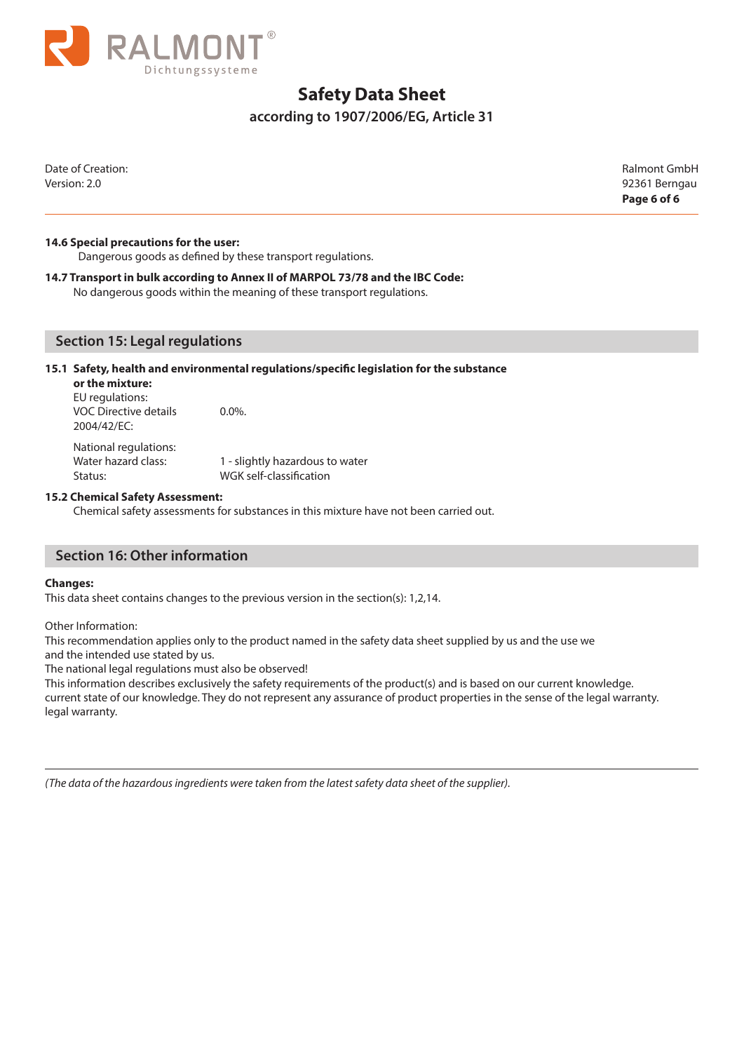**14.6 Special precautions for the user:**
Dangerous goods as defined by these transport regulations.

**14.7 Transport in bulk according to Annex II of MARPOL 73/78 and the IBC Code:**
No dangerous goods within the meaning of these transport regulations.

## Section 15: Legal regulations

**15.1 Safety, health and environmental regulations/specific legislation for the substance or the mixture:**

EU regulations:

| | |
|---|---|
| VOC Directive details 2004/42/EC: | 0.0%. |

National regulations:

| | |
|---|---|
| Water hazard class: | 1 - slightly hazardous to water |
| Status: | WGK self-classification |

**15.2 Chemical Safety Assessment:**
Chemical safety assessments for substances in this mixture have not been carried out.

## Section 16: Other information

**Changes:**
This data sheet contains changes to the previous version in the section(s): 1,2,14.

Other Information:
This recommendation applies only to the product named in the safety data sheet supplied by us and the use we and the intended use stated by us.
The national legal regulations must also be observed!
This information describes exclusively the safety requirements of the product(s) and is based on our current knowledge. current state of our knowledge. They do not represent any assurance of product properties in the sense of the legal warranty. legal warranty.

*(The data of the hazardous ingredients were taken from the latest safety data sheet of the supplier).*